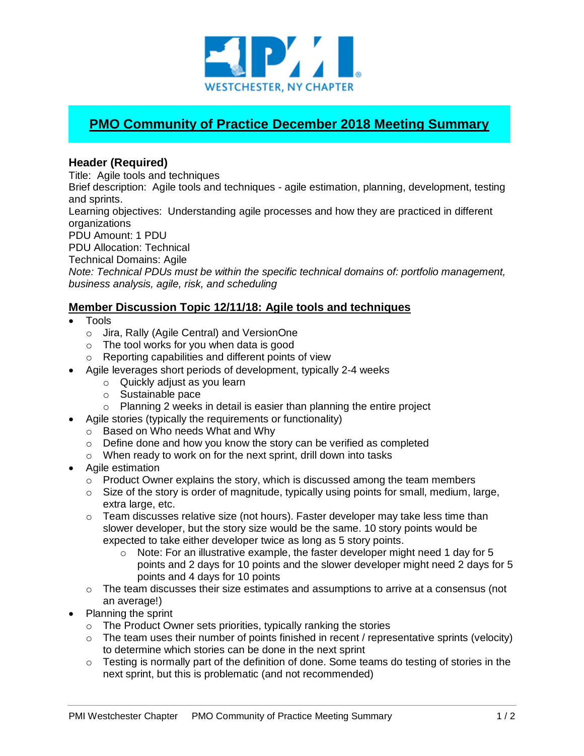# PMO Community of Practice December 2018 Meeting Summary

## Header (Required)

Title: Agile tools and techniques
Brief description: Agile tools and techniques - agile estimation, planning, development, testing and sprints.
Learning objectives: Understanding agile processes and how they are practiced in different organizations
PDU Amount: 1 PDU
PDU Allocation: Technical
Technical Domains: Agile
*Note: Technical PDUs must be within the specific technical domains of: portfolio management, business analysis, agile, risk, and scheduling*

## Member Discussion Topic 12/11/18: Agile tools and techniques

- Tools
  - Jira, Rally (Agile Central) and VersionOne
  - The tool works for you when data is good
  - Reporting capabilities and different points of view
- Agile leverages short periods of development, typically 2-4 weeks
  - Quickly adjust as you learn
  - Sustainable pace
  - Planning 2 weeks in detail is easier than planning the entire project
- Agile stories (typically the requirements or functionality)
  - Based on Who needs What and Why
  - Define done and how you know the story can be verified as completed
  - When ready to work on for the next sprint, drill down into tasks
- Agile estimation
  - Product Owner explains the story, which is discussed among the team members
  - Size of the story is order of magnitude, typically using points for small, medium, large, extra large, etc.
  - Team discusses relative size (not hours). Faster developer may take less time than slower developer, but the story size would be the same. 10 story points would be expected to take either developer twice as long as 5 story points.
    - Note: For an illustrative example, the faster developer might need 1 day for 5 points and 2 days for 10 points and the slower developer might need 2 days for 5 points and 4 days for 10 points
  - The team discusses their size estimates and assumptions to arrive at a consensus (not an average!)
- Planning the sprint
  - The Product Owner sets priorities, typically ranking the stories
  - The team uses their number of points finished in recent / representative sprints (velocity) to determine which stories can be done in the next sprint
  - Testing is normally part of the definition of done. Some teams do testing of stories in the next sprint, but this is problematic (and not recommended)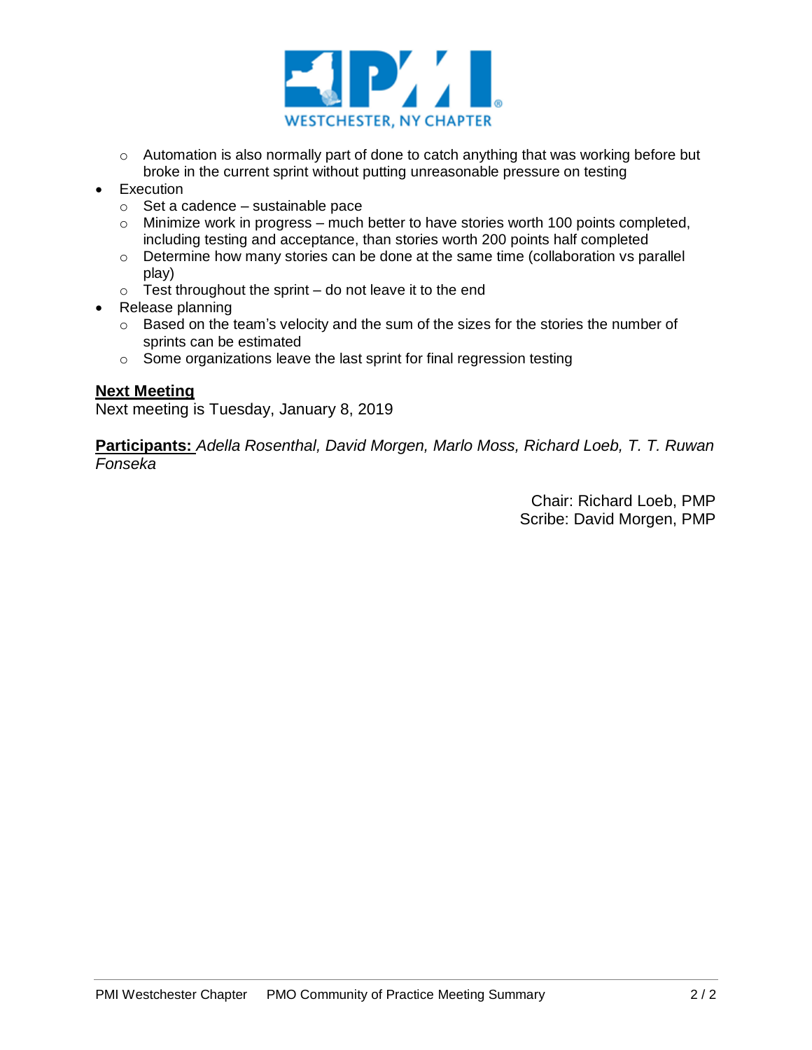- Automation is also normally part of done to catch anything that was working before but broke in the current sprint without putting unreasonable pressure on testing
- Execution
  - Set a cadence – sustainable pace
  - Minimize work in progress – much better to have stories worth 100 points completed, including testing and acceptance, than stories worth 200 points half completed
  - Determine how many stories can be done at the same time (collaboration vs parallel play)
  - Test throughout the sprint – do not leave it to the end
- Release planning
  - Based on the team's velocity and the sum of the sizes for the stories the number of sprints can be estimated
  - Some organizations leave the last sprint for final regression testing

**Next Meeting**

Next meeting is Tuesday, January 8, 2019

**Participants:** *Adella Rosenthal, David Morgen, Marlo Moss, Richard Loeb, T. T. Ruwan Fonseka*

Chair: Richard Loeb, PMP
Scribe: David Morgen, PMP